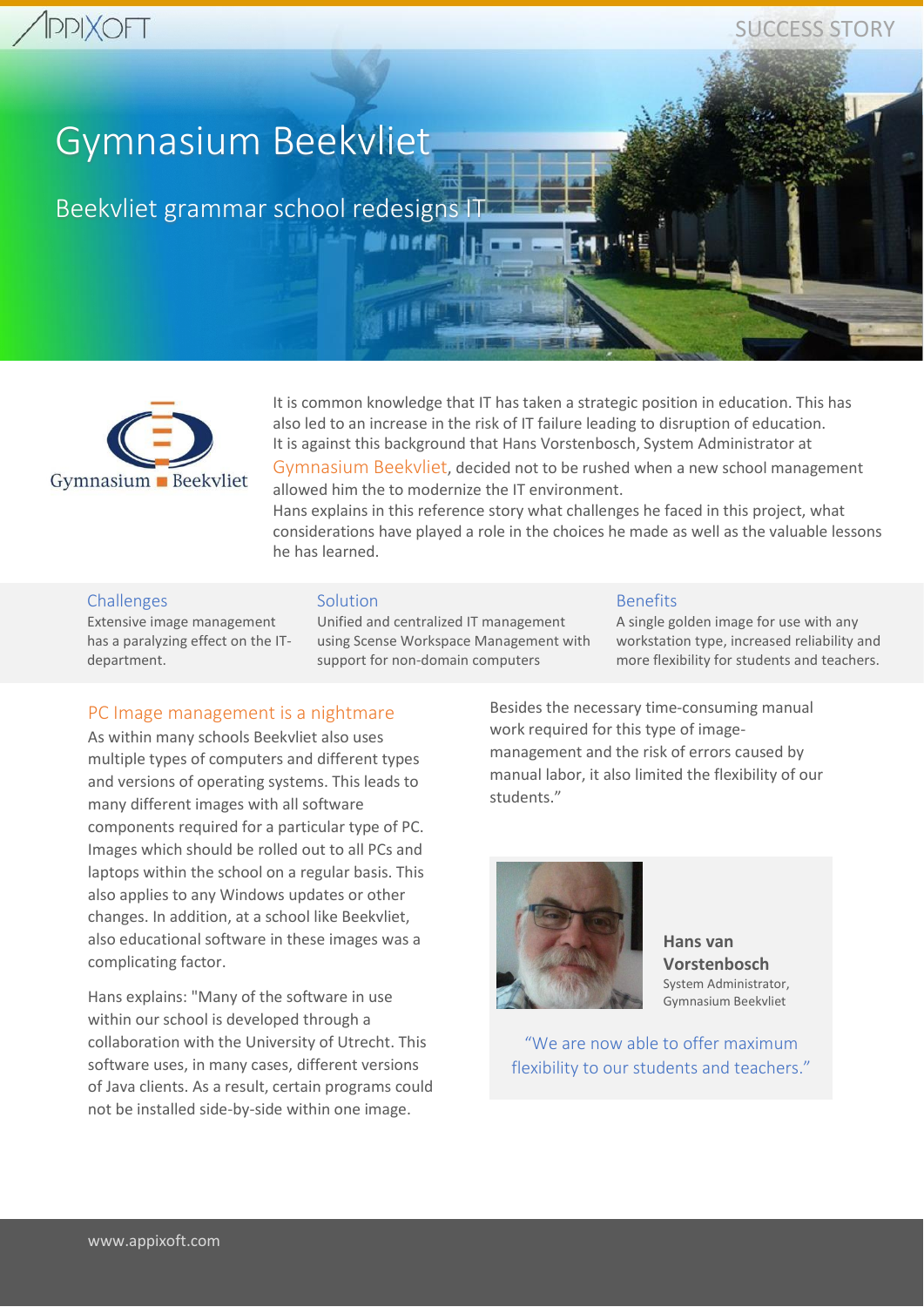SUCCESS STORY

# Gymnasium Beekvliet

## Beekvliet grammar school redesigns IT

It is common knowledge that IT has taken a strategic position in education. This has also led to an increase in the risk of IT failure leading to disruption of education. It is against this background that Hans Vorstenbosch, System Administrator at Gymnasium Beekvliet, decided not to be rushed when a new school management allowed him the to modernize the IT environment.
Hans explains in this reference story what challenges he faced in this project, what considerations have played a role in the choices he made as well as the valuable lessons he has learned.

### Challenges

Extensive image management has a paralyzing effect on the IT-department.

### Solution

Unified and centralized IT management using Scense Workspace Management with support for non-domain computers

### Benefits

A single golden image for use with any workstation type, increased reliability and more flexibility for students and teachers.

### PC Image management is a nightmare

As within many schools Beekvliet also uses multiple types of computers and different types and versions of operating systems. This leads to many different images with all software components required for a particular type of PC. Images which should be rolled out to all PCs and laptops within the school on a regular basis. This also applies to any Windows updates or other changes. In addition, at a school like Beekvliet, also educational software in these images was a complicating factor.

Hans explains: "Many of the software in use within our school is developed through a collaboration with the University of Utrecht. This software uses, in many cases, different versions of Java clients. As a result, certain programs could not be installed side-by-side within one image.

Besides the necessary time-consuming manual work required for this type of image-management and the risk of errors caused by manual labor, it also limited the flexibility of our students."

**Hans van Vorstenbosch**
System Administrator,
Gymnasium Beekvliet

"We are now able to offer maximum flexibility to our students and teachers."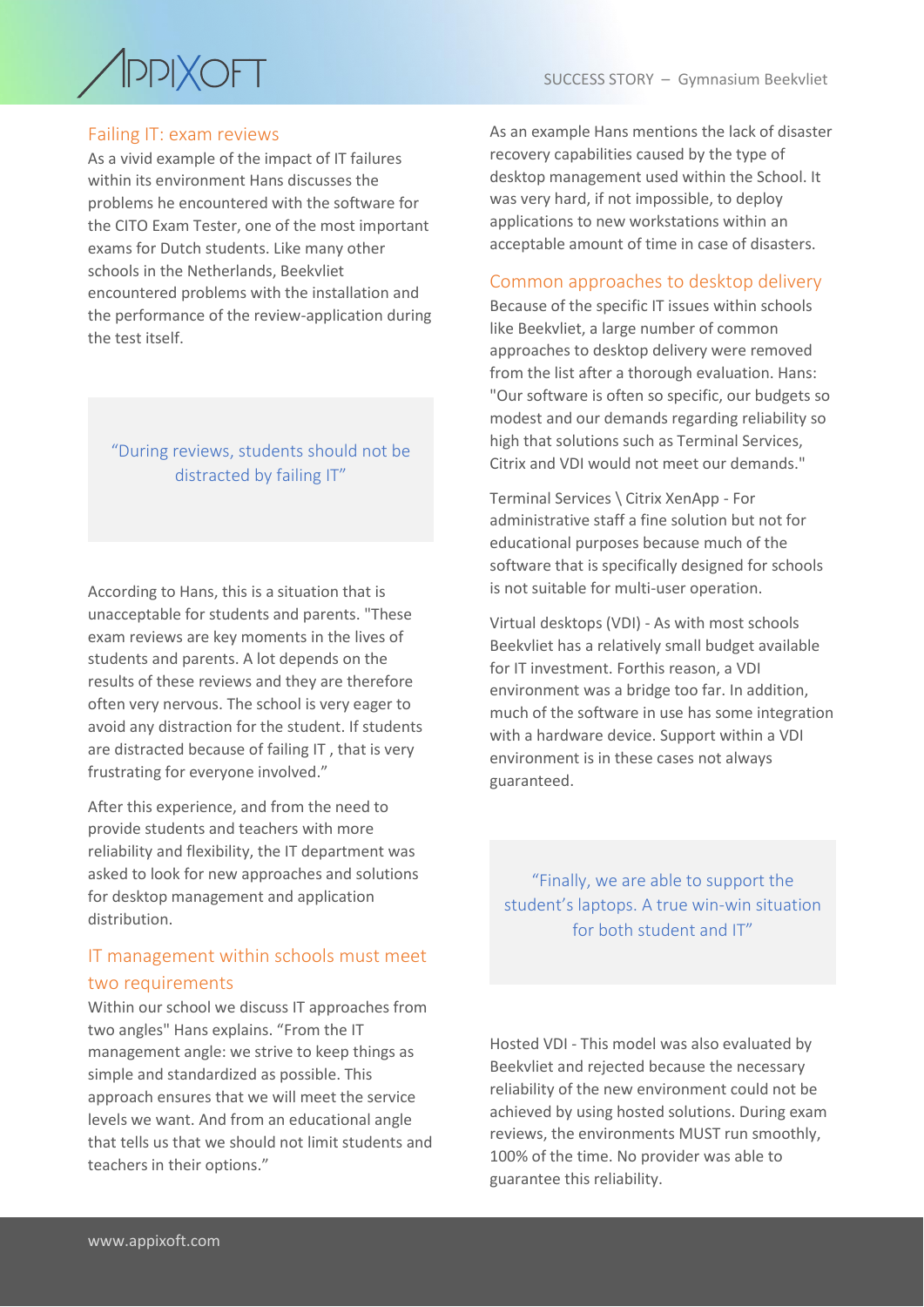## Failing IT: exam reviews

As a vivid example of the impact of IT failures within its environment Hans discusses the problems he encountered with the software for the CITO Exam Tester, one of the most important exams for Dutch students. Like many other schools in the Netherlands, Beekvliet encountered problems with the installation and the performance of the review-application during the test itself.

> "During reviews, students should not be distracted by failing IT"

According to Hans, this is a situation that is unacceptable for students and parents. "These exam reviews are key moments in the lives of students and parents. A lot depends on the results of these reviews and they are therefore often very nervous. The school is very eager to avoid any distraction for the student. If students are distracted because of failing IT , that is very frustrating for everyone involved."

After this experience, and from the need to provide students and teachers with more reliability and flexibility, the IT department was asked to look for new approaches and solutions for desktop management and application distribution.

## IT management within schools must meet two requirements

Within our school we discuss IT approaches from two angles" Hans explains. "From the IT management angle: we strive to keep things as simple and standardized as possible. This approach ensures that we will meet the service levels we want. And from an educational angle that tells us that we should not limit students and teachers in their options."

As an example Hans mentions the lack of disaster recovery capabilities caused by the type of desktop management used within the School. It was very hard, if not impossible, to deploy applications to new workstations within an acceptable amount of time in case of disasters.

## Common approaches to desktop delivery

Because of the specific IT issues within schools like Beekvliet, a large number of common approaches to desktop delivery were removed from the list after a thorough evaluation. Hans: "Our software is often so specific, our budgets so modest and our demands regarding reliability so high that solutions such as Terminal Services, Citrix and VDI would not meet our demands."

Terminal Services \ Citrix XenApp - For administrative staff a fine solution but not for educational purposes because much of the software that is specifically designed for schools is not suitable for multi-user operation.

Virtual desktops (VDI) - As with most schools Beekvliet has a relatively small budget available for IT investment. Forthis reason, a VDI environment was a bridge too far. In addition, much of the software in use has some integration with a hardware device. Support within a VDI environment is in these cases not always guaranteed.

> "Finally, we are able to support the student's laptops. A true win-win situation for both student and IT"

Hosted VDI - This model was also evaluated by Beekvliet and rejected because the necessary reliability of the new environment could not be achieved by using hosted solutions. During exam reviews, the environments MUST run smoothly, 100% of the time. No provider was able to guarantee this reliability.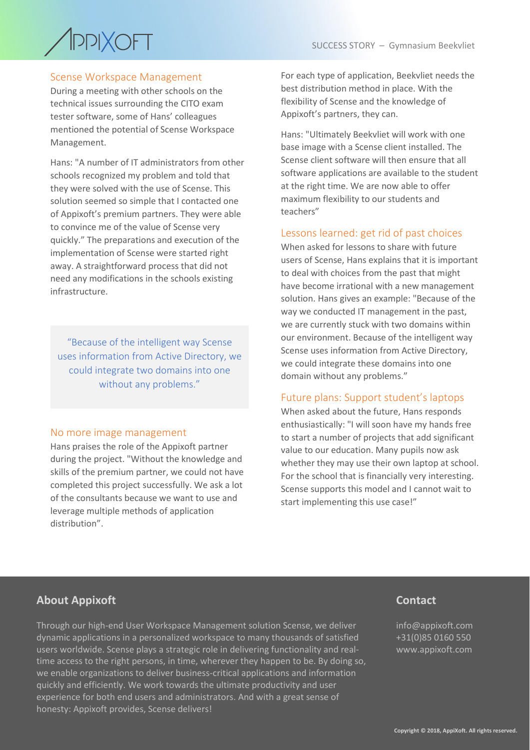## Scense Workspace Management

During a meeting with other schools on the technical issues surrounding the CITO exam tester software, some of Hans' colleagues mentioned the potential of Scense Workspace Management.

Hans: "A number of IT administrators from other schools recognized my problem and told that they were solved with the use of Scense. This solution seemed so simple that I contacted one of Appixoft's premium partners. They were able to convince me of the value of Scense very quickly." The preparations and execution of the implementation of Scense were started right away. A straightforward process that did not need any modifications in the schools existing infrastructure.

> "Because of the intelligent way Scense uses information from Active Directory, we could integrate two domains into one without any problems."

## No more image management

Hans praises the role of the Appixoft partner during the project. "Without the knowledge and skills of the premium partner, we could not have completed this project successfully. We ask a lot of the consultants because we want to use and leverage multiple methods of application distribution".

For each type of application, Beekvliet needs the best distribution method in place. With the flexibility of Scense and the knowledge of Appixoft's partners, they can.

Hans: "Ultimately Beekvliet will work with one base image with a Scense client installed. The Scense client software will then ensure that all software applications are available to the student at the right time. We are now able to offer maximum flexibility to our students and teachers"

## Lessons learned: get rid of past choices

When asked for lessons to share with future users of Scense, Hans explains that it is important to deal with choices from the past that might have become irrational with a new management solution. Hans gives an example: "Because of the way we conducted IT management in the past, we are currently stuck with two domains within our environment. Because of the intelligent way Scense uses information from Active Directory, we could integrate these domains into one domain without any problems."

## Future plans: Support student's laptops

When asked about the future, Hans responds enthusiastically: "I will soon have my hands free to start a number of projects that add significant value to our education. Many pupils now ask whether they may use their own laptop at school. For the school that is financially very interesting. Scense supports this model and I cannot wait to start implementing this use case!"

## About Appixoft

Through our high-end User Workspace Management solution Scense, we deliver dynamic applications in a personalized workspace to many thousands of satisfied users worldwide. Scense plays a strategic role in delivering functionality and real-time access to the right persons, in time, wherever they happen to be. By doing so, we enable organizations to deliver business-critical applications and information quickly and efficiently. We work towards the ultimate productivity and user experience for both end users and administrators. And with a great sense of honesty: Appixoft provides, Scense delivers!

## Contact

info@appixoft.com
+31(0)85 0160 550
www.appixoft.com

Copyright © 2018, AppiXoft. All rights reserved.